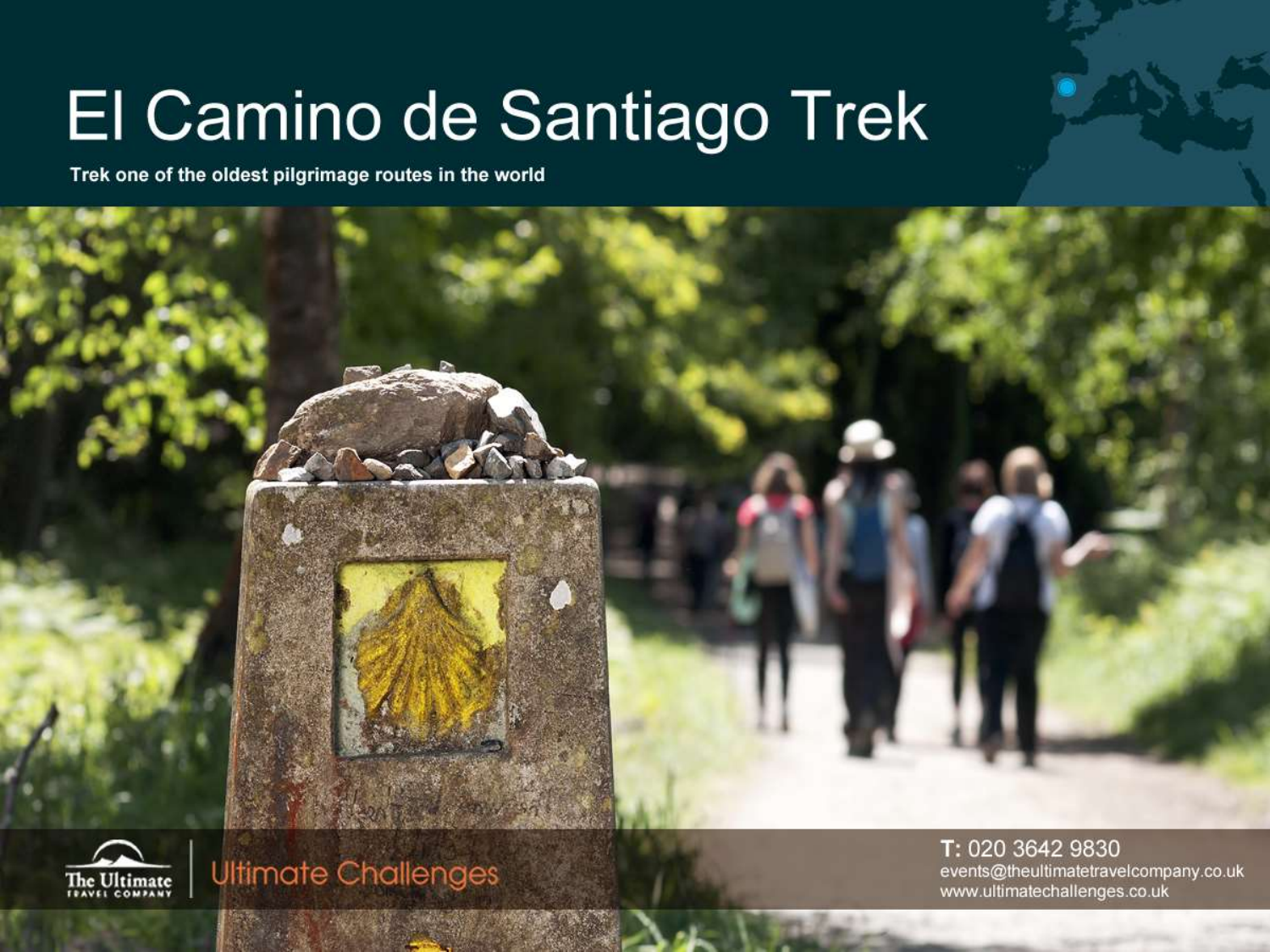# El Camino de Santiago Trek

**Trek one of the oldest pilgrimage routes in the world**

The Ultimate Travel Company | Ultimate Challenges

**T:** 020 3642 9830
events@theultimatetravelcompany.co.uk
www.ultimatechallenges.co.uk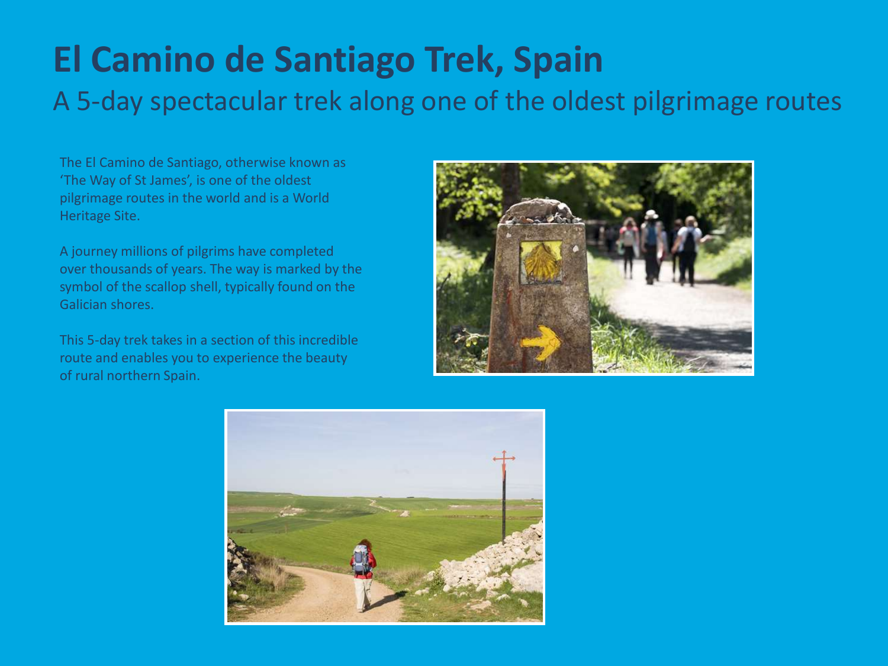# El Camino de Santiago Trek, Spain

## A 5-day spectacular trek along one of the oldest pilgrimage routes

The El Camino de Santiago, otherwise known as 'The Way of St James', is one of the oldest pilgrimage routes in the world and is a World Heritage Site.

A journey millions of pilgrims have completed over thousands of years. The way is marked by the symbol of the scallop shell, typically found on the Galician shores.

This 5-day trek takes in a section of this incredible route and enables you to experience the beauty of rural northern Spain.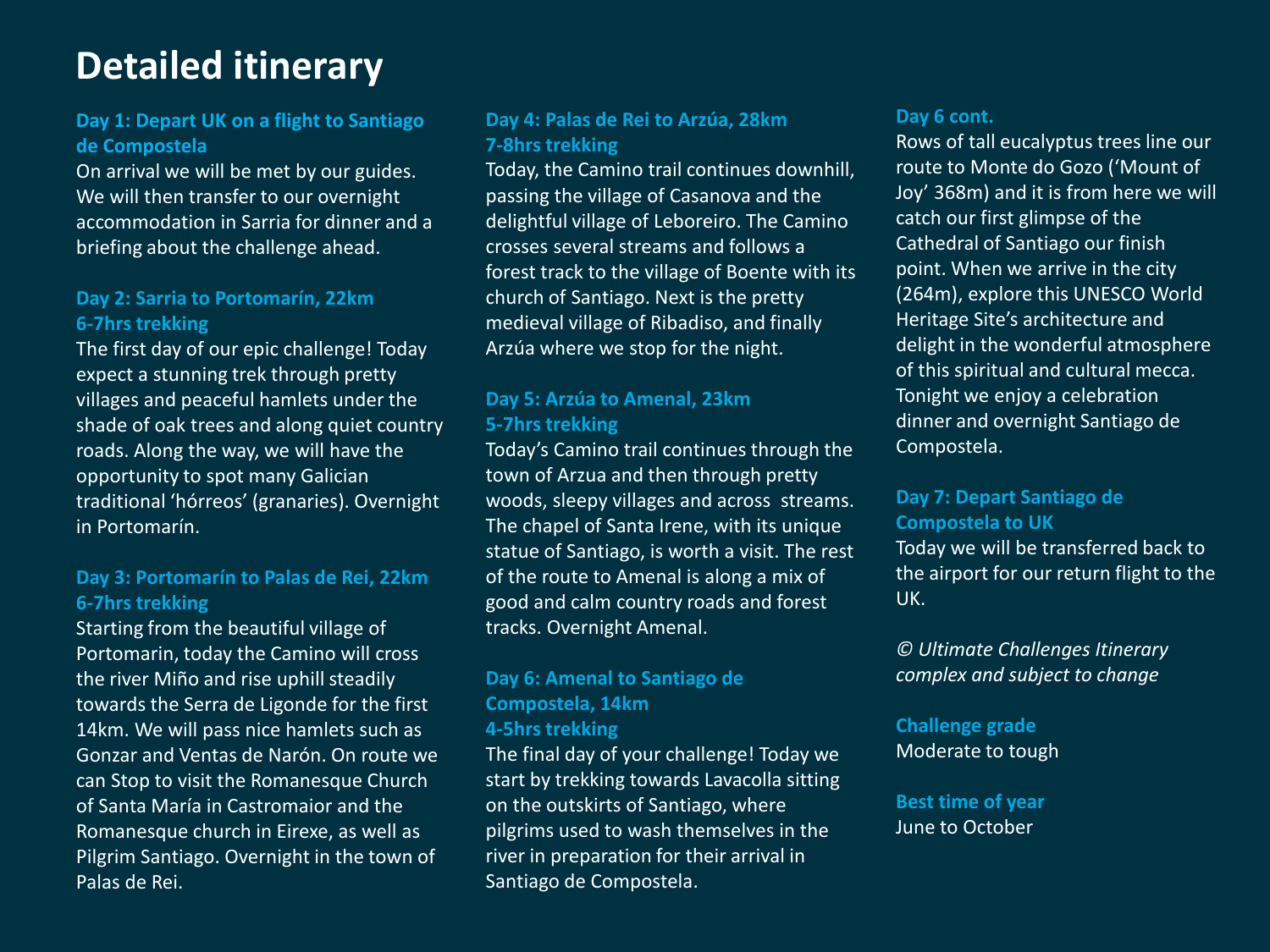# Detailed itinerary

**Day 1: Depart UK on a flight to Santiago de Compostela**

On arrival we will be met by our guides. We will then transfer to our overnight accommodation in Sarria for dinner and a briefing about the challenge ahead.

**Day 2: Sarria to Portomarín, 22km**
**6-7hrs trekking**

The first day of our epic challenge! Today expect a stunning trek through pretty villages and peaceful hamlets under the shade of oak trees and along quiet country roads. Along the way, we will have the opportunity to spot many Galician traditional 'hórreos' (granaries). Overnight in Portomarín.

**Day 3: Portomarín to Palas de Rei, 22km**
**6-7hrs trekking**

Starting from the beautiful village of Portomarin, today the Camino will cross the river Miño and rise uphill steadily towards the Serra de Ligonde for the first 14km. We will pass nice hamlets such as Gonzar and Ventas de Narón. On route we can Stop to visit the Romanesque Church of Santa María in Castromaior and the Romanesque church in Eirexe, as well as Pilgrim Santiago. Overnight in the town of Palas de Rei.

**Day 4: Palas de Rei to Arzúa, 28km**
**7-8hrs trekking**

Today, the Camino trail continues downhill, passing the village of Casanova and the delightful village of Leboreiro. The Camino crosses several streams and follows a forest track to the village of Boente with its church of Santiago. Next is the pretty medieval village of Ribadiso, and finally Arzúa where we stop for the night.

**Day 5: Arzúa to Amenal, 23km**
**5-7hrs trekking**

Today's Camino trail continues through the town of Arzua and then through pretty woods, sleepy villages and across streams. The chapel of Santa Irene, with its unique statue of Santiago, is worth a visit. The rest of the route to Amenal is along a mix of good and calm country roads and forest tracks. Overnight Amenal.

**Day 6: Amenal to Santiago de Compostela, 14km**
**4-5hrs trekking**

The final day of your challenge! Today we start by trekking towards Lavacolla sitting on the outskirts of Santiago, where pilgrims used to wash themselves in the river in preparation for their arrival in Santiago de Compostela.

**Day 6 cont.**

Rows of tall eucalyptus trees line our route to Monte do Gozo ('Mount of Joy' 368m) and it is from here we will catch our first glimpse of the Cathedral of Santiago our finish point. When we arrive in the city (264m), explore this UNESCO World Heritage Site's architecture and delight in the wonderful atmosphere of this spiritual and cultural mecca. Tonight we enjoy a celebration dinner and overnight Santiago de Compostela.

**Day 7: Depart Santiago de Compostela to UK**

Today we will be transferred back to the airport for our return flight to the UK.

*© Ultimate Challenges Itinerary complex and subject to change*

**Challenge grade**

Moderate to tough

**Best time of year**

June to October